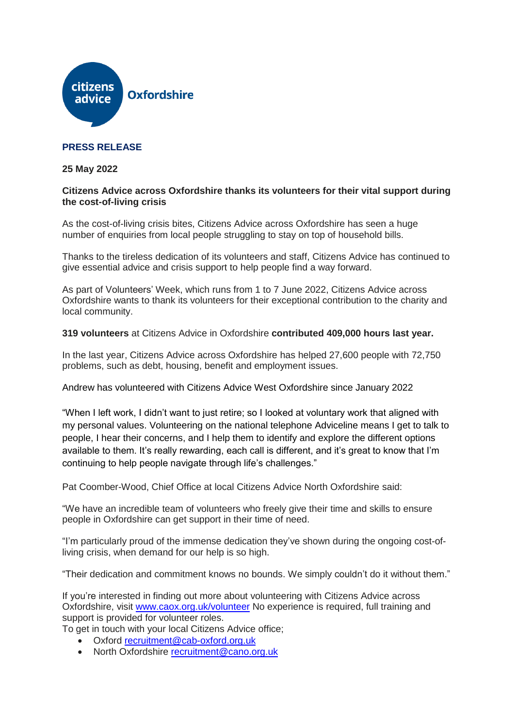citizens advice Oxfordshire

**PRESS RELEASE**

**25 May 2022**

**Citizens Advice across Oxfordshire thanks its volunteers for their vital support during the cost-of-living crisis**

As the cost-of-living crisis bites, Citizens Advice across Oxfordshire has seen a huge number of enquiries from local people struggling to stay on top of household bills.

Thanks to the tireless dedication of its volunteers and staff, Citizens Advice has continued to give essential advice and crisis support to help people find a way forward.

As part of Volunteers' Week, which runs from 1 to 7 June 2022, Citizens Advice across Oxfordshire wants to thank its volunteers for their exceptional contribution to the charity and local community.

**319 volunteers** at Citizens Advice in Oxfordshire **contributed 409,000 hours last year.**

In the last year, Citizens Advice across Oxfordshire has helped 27,600 people with 72,750 problems, such as debt, housing, benefit and employment issues.

Andrew has volunteered with Citizens Advice West Oxfordshire since January 2022

"When I left work, I didn't want to just retire; so I looked at voluntary work that aligned with my personal values. Volunteering on the national telephone Adviceline means I get to talk to people, I hear their concerns, and I help them to identify and explore the different options available to them. It's really rewarding, each call is different, and it's great to know that I'm continuing to help people navigate through life's challenges."

Pat Coomber-Wood, Chief Office at local Citizens Advice North Oxfordshire said:

"We have an incredible team of volunteers who freely give their time and skills to ensure people in Oxfordshire can get support in their time of need.

"I'm particularly proud of the immense dedication they've shown during the ongoing cost-of-living crisis, when demand for our help is so high.

"Their dedication and commitment knows no bounds. We simply couldn't do it without them."

If you're interested in finding out more about volunteering with Citizens Advice across Oxfordshire, visit [www.caox.org.uk/volunteer](www.caox.org.uk/volunteer) No experience is required, full training and support is provided for volunteer roles.
To get in touch with your local Citizens Advice office;

- Oxford [recruitment@cab-oxford.org.uk](mailto:recruitment@cab-oxford.org.uk)
- North Oxfordshire [recruitment@cano.org.uk](mailto:recruitment@cano.org.uk)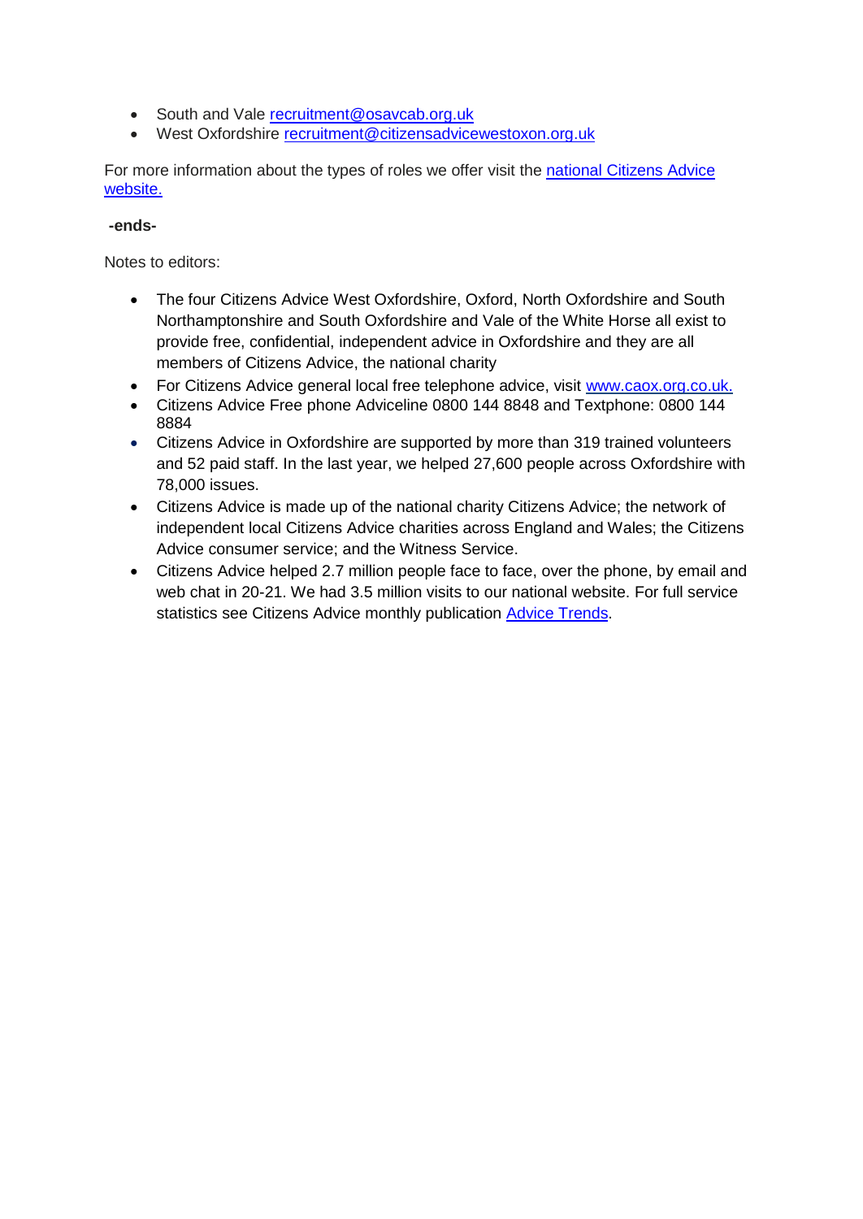- South and Vale recruitment@osavcab.org.uk
- West Oxfordshire recruitment@citizensadvicewestoxon.org.uk

For more information about the types of roles we offer visit the national Citizens Advice website.

**-ends-**

Notes to editors:

- The four Citizens Advice West Oxfordshire, Oxford, North Oxfordshire and South Northamptonshire and South Oxfordshire and Vale of the White Horse all exist to provide free, confidential, independent advice in Oxfordshire and they are all members of Citizens Advice, the national charity
- For Citizens Advice general local free telephone advice, visit www.caox.org.co.uk.
- Citizens Advice Free phone Adviceline 0800 144 8848 and Textphone: 0800 144 8884
- Citizens Advice in Oxfordshire are supported by more than 319 trained volunteers and 52 paid staff. In the last year, we helped 27,600 people across Oxfordshire with 78,000 issues.
- Citizens Advice is made up of the national charity Citizens Advice; the network of independent local Citizens Advice charities across England and Wales; the Citizens Advice consumer service; and the Witness Service.
- Citizens Advice helped 2.7 million people face to face, over the phone, by email and web chat in 20-21. We had 3.5 million visits to our national website. For full service statistics see Citizens Advice monthly publication Advice Trends.